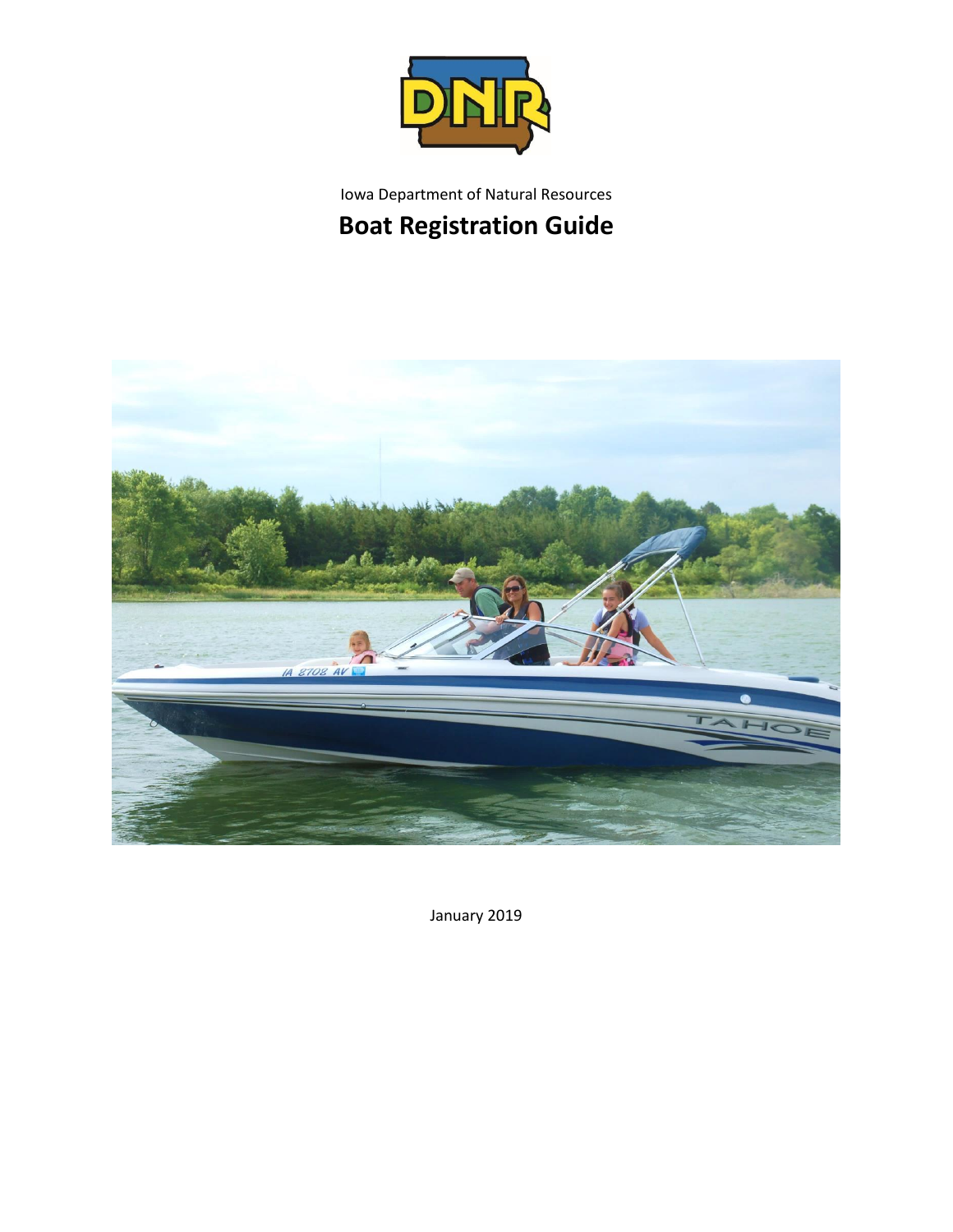Iowa Department of Natural Resources

# Boat Registration Guide

January 2019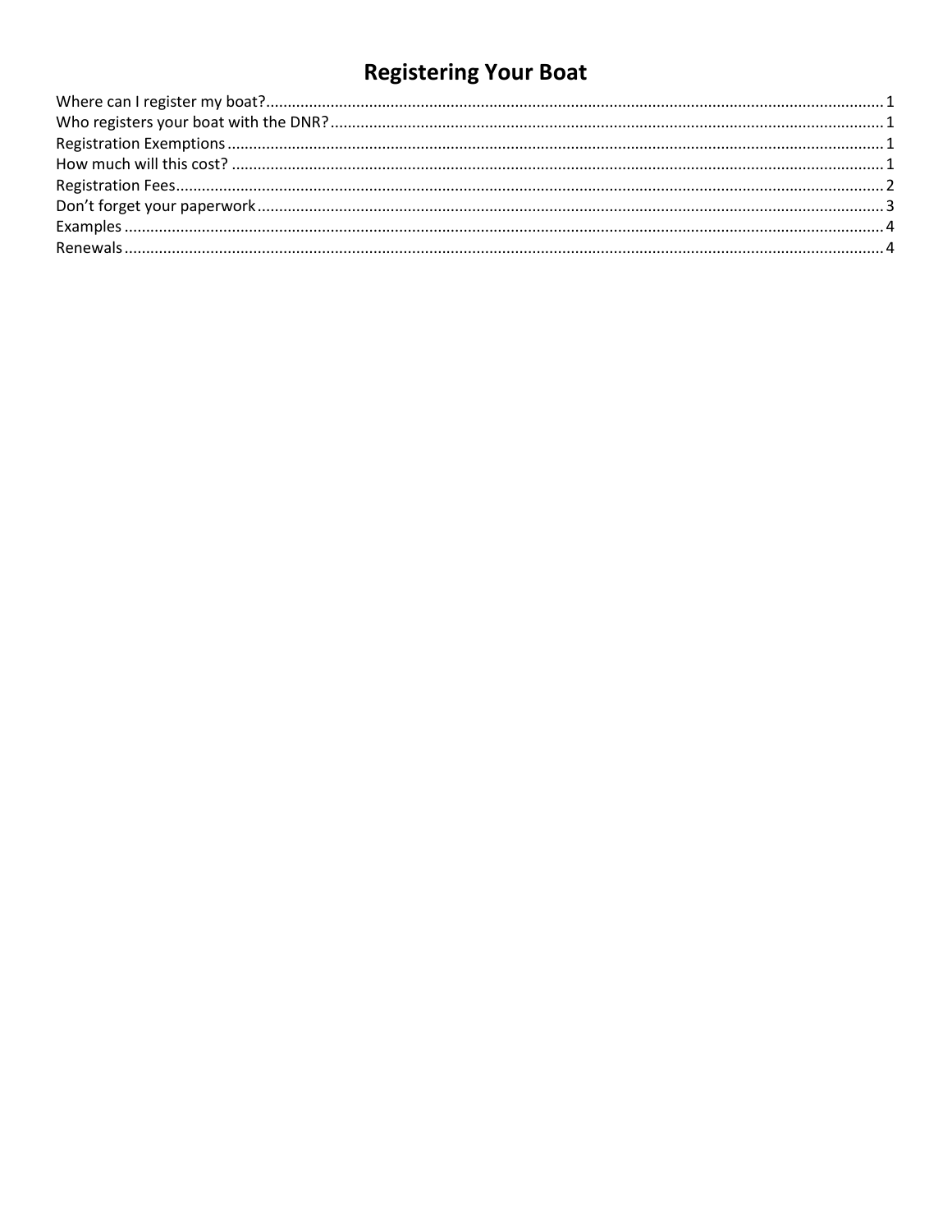# Registering Your Boat

Where can I register my boat? ........................................................................................................ 1
Who registers your boat with the DNR? ........................................................................................ 1
Registration Exemptions ................................................................................................................ 1
How much will this cost? ............................................................................................................... 1
Registration Fees ........................................................................................................................... 2
Don't forget your paperwork ......................................................................................................... 3
Examples ........................................................................................................................................ 4
Renewals ........................................................................................................................................ 4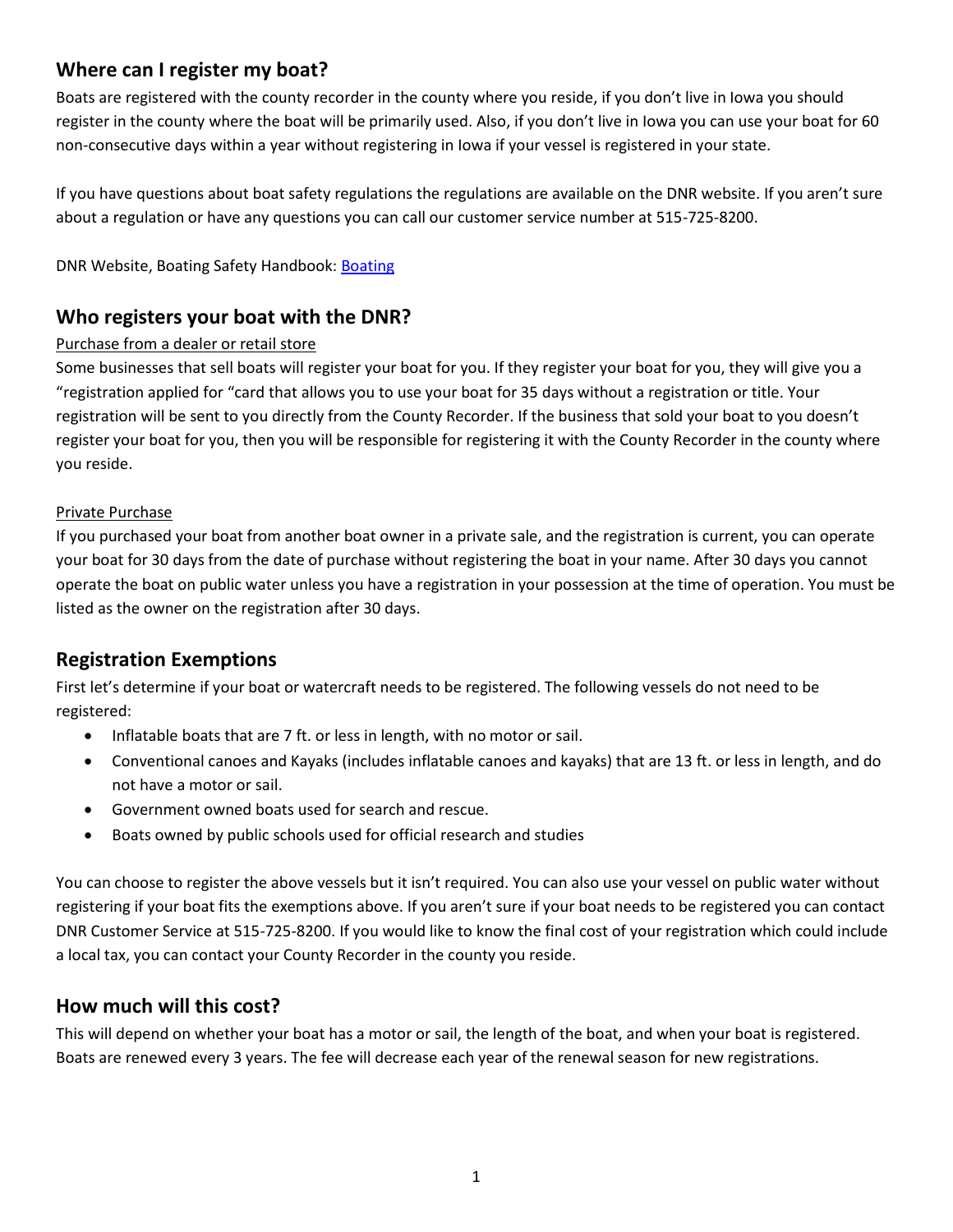## Where can I register my boat?

Boats are registered with the county recorder in the county where you reside, if you don't live in Iowa you should register in the county where the boat will be primarily used. Also, if you don't live in Iowa you can use your boat for 60 non-consecutive days within a year without registering in Iowa if your vessel is registered in your state.

If you have questions about boat safety regulations the regulations are available on the DNR website. If you aren't sure about a regulation or have any questions you can call our customer service number at 515-725-8200.

DNR Website, Boating Safety Handbook: [Boating]

## Who registers your boat with the DNR?

Purchase from a dealer or retail store

Some businesses that sell boats will register your boat for you. If they register your boat for you, they will give you a "registration applied for "card that allows you to use your boat for 35 days without a registration or title. Your registration will be sent to you directly from the County Recorder. If the business that sold your boat to you doesn't register your boat for you, then you will be responsible for registering it with the County Recorder in the county where you reside.

Private Purchase

If you purchased your boat from another boat owner in a private sale, and the registration is current, you can operate your boat for 30 days from the date of purchase without registering the boat in your name. After 30 days you cannot operate the boat on public water unless you have a registration in your possession at the time of operation. You must be listed as the owner on the registration after 30 days.

## Registration Exemptions

First let's determine if your boat or watercraft needs to be registered. The following vessels do not need to be registered:

- Inflatable boats that are 7 ft. or less in length, with no motor or sail.
- Conventional canoes and Kayaks (includes inflatable canoes and kayaks) that are 13 ft. or less in length, and do not have a motor or sail.
- Government owned boats used for search and rescue.
- Boats owned by public schools used for official research and studies

You can choose to register the above vessels but it isn't required. You can also use your vessel on public water without registering if your boat fits the exemptions above. If you aren't sure if your boat needs to be registered you can contact DNR Customer Service at 515-725-8200. If you would like to know the final cost of your registration which could include a local tax, you can contact your County Recorder in the county you reside.

## How much will this cost?

This will depend on whether your boat has a motor or sail, the length of the boat, and when your boat is registered. Boats are renewed every 3 years. The fee will decrease each year of the renewal season for new registrations.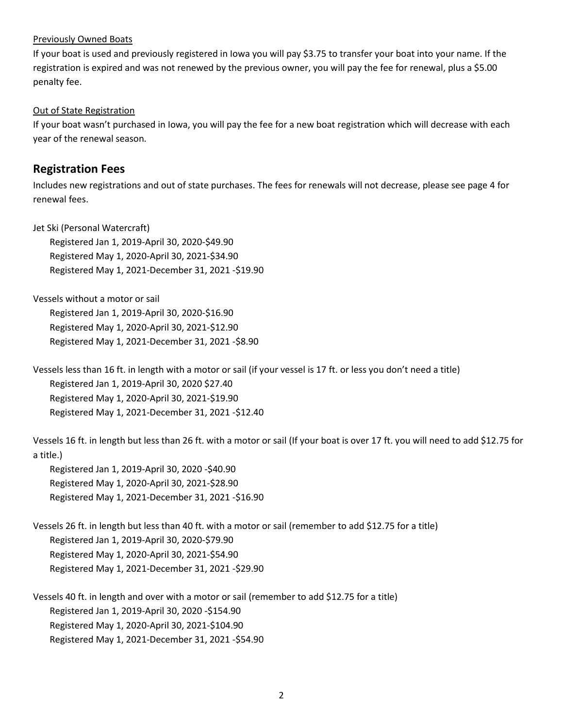Previously Owned Boats

If your boat is used and previously registered in Iowa you will pay $3.75 to transfer your boat into your name. If the registration is expired and was not renewed by the previous owner, you will pay the fee for renewal, plus a $5.00 penalty fee.

Out of State Registration

If your boat wasn't purchased in Iowa, you will pay the fee for a new boat registration which will decrease with each year of the renewal season.

## Registration Fees

Includes new registrations and out of state purchases. The fees for renewals will not decrease, please see page 4 for renewal fees.

Jet Ski (Personal Watercraft)

- Registered Jan 1, 2019-April 30, 2020-$49.90
- Registered May 1, 2020-April 30, 2021-$34.90
- Registered May 1, 2021-December 31, 2021 -$19.90

Vessels without a motor or sail

- Registered Jan 1, 2019-April 30, 2020-$16.90
- Registered May 1, 2020-April 30, 2021-$12.90
- Registered May 1, 2021-December 31, 2021 -$8.90

Vessels less than 16 ft. in length with a motor or sail (if your vessel is 17 ft. or less you don't need a title)

- Registered Jan 1, 2019-April 30, 2020 $27.40
- Registered May 1, 2020-April 30, 2021-$19.90
- Registered May 1, 2021-December 31, 2021 -$12.40

Vessels 16 ft. in length but less than 26 ft. with a motor or sail (If your boat is over 17 ft. you will need to add $12.75 for a title.)

- Registered Jan 1, 2019-April 30, 2020 -$40.90
- Registered May 1, 2020-April 30, 2021-$28.90
- Registered May 1, 2021-December 31, 2021 -$16.90

Vessels 26 ft. in length but less than 40 ft. with a motor or sail (remember to add $12.75 for a title)

- Registered Jan 1, 2019-April 30, 2020-$79.90
- Registered May 1, 2020-April 30, 2021-$54.90
- Registered May 1, 2021-December 31, 2021 -$29.90

Vessels 40 ft. in length and over with a motor or sail (remember to add $12.75 for a title)

- Registered Jan 1, 2019-April 30, 2020 -$154.90
- Registered May 1, 2020-April 30, 2021-$104.90
- Registered May 1, 2021-December 31, 2021 -$54.90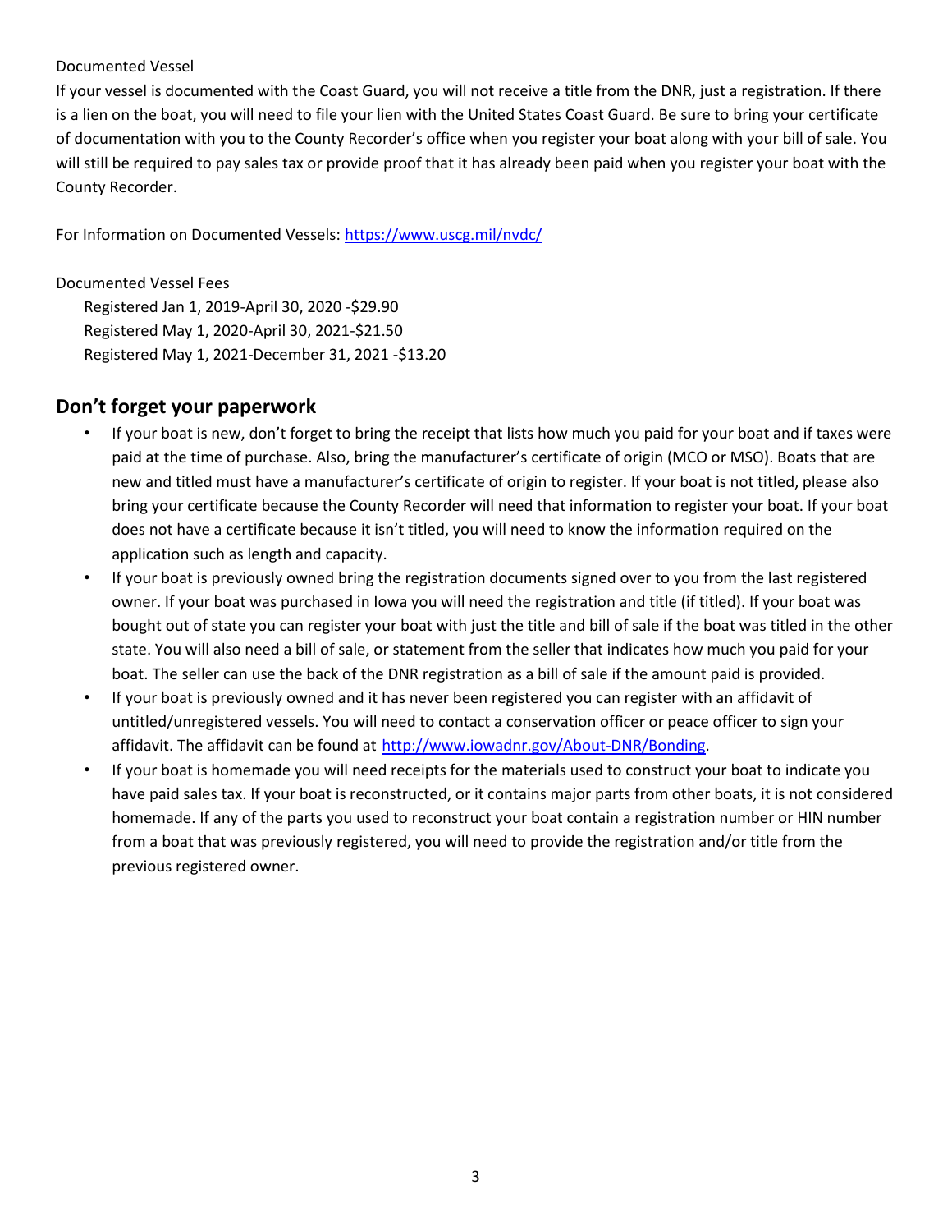Documented Vessel

If your vessel is documented with the Coast Guard, you will not receive a title from the DNR, just a registration. If there is a lien on the boat, you will need to file your lien with the United States Coast Guard. Be sure to bring your certificate of documentation with you to the County Recorder's office when you register your boat along with your bill of sale. You will still be required to pay sales tax or provide proof that it has already been paid when you register your boat with the County Recorder.

For Information on Documented Vessels: https://www.uscg.mil/nvdc/

Documented Vessel Fees

Registered Jan 1, 2019-April 30, 2020 -$29.90
Registered May 1, 2020-April 30, 2021-$21.50
Registered May 1, 2021-December 31, 2021 -$13.20

## Don't forget your paperwork

- If your boat is new, don't forget to bring the receipt that lists how much you paid for your boat and if taxes were paid at the time of purchase. Also, bring the manufacturer's certificate of origin (MCO or MSO). Boats that are new and titled must have a manufacturer's certificate of origin to register. If your boat is not titled, please also bring your certificate because the County Recorder will need that information to register your boat. If your boat does not have a certificate because it isn't titled, you will need to know the information required on the application such as length and capacity.
- If your boat is previously owned bring the registration documents signed over to you from the last registered owner. If your boat was purchased in Iowa you will need the registration and title (if titled). If your boat was bought out of state you can register your boat with just the title and bill of sale if the boat was titled in the other state. You will also need a bill of sale, or statement from the seller that indicates how much you paid for your boat. The seller can use the back of the DNR registration as a bill of sale if the amount paid is provided.
- If your boat is previously owned and it has never been registered you can register with an affidavit of untitled/unregistered vessels. You will need to contact a conservation officer or peace officer to sign your affidavit. The affidavit can be found at http://www.iowadnr.gov/About-DNR/Bonding.
- If your boat is homemade you will need receipts for the materials used to construct your boat to indicate you have paid sales tax. If your boat is reconstructed, or it contains major parts from other boats, it is not considered homemade. If any of the parts you used to reconstruct your boat contain a registration number or HIN number from a boat that was previously registered, you will need to provide the registration and/or title from the previous registered owner.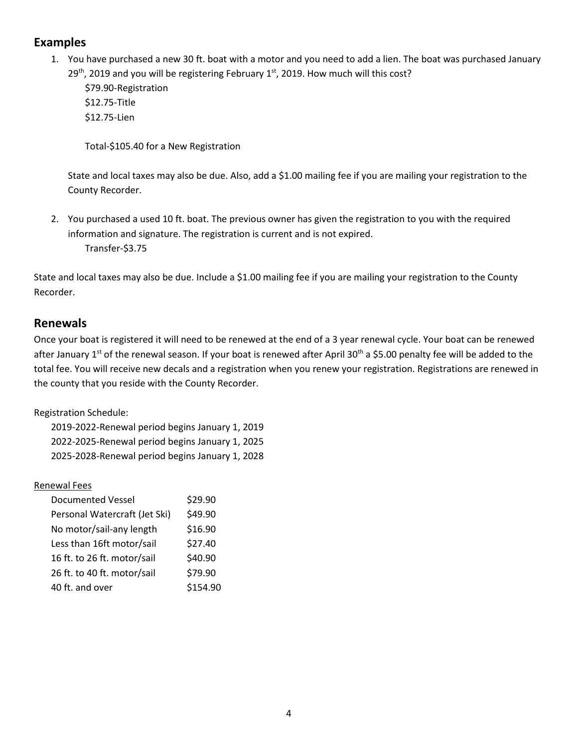## Examples

1. You have purchased a new 30 ft. boat with a motor and you need to add a lien. The boat was purchased January 29th, 2019 and you will be registering February 1st, 2019. How much will this cost?

   $79.90-Registration
   $12.75-Title
   $12.75-Lien

   Total-$105.40 for a New Registration

   State and local taxes may also be due. Also, add a $1.00 mailing fee if you are mailing your registration to the County Recorder.

2. You purchased a used 10 ft. boat. The previous owner has given the registration to you with the required information and signature. The registration is current and is not expired.

   Transfer-$3.75

State and local taxes may also be due. Include a $1.00 mailing fee if you are mailing your registration to the County Recorder.

## Renewals

Once your boat is registered it will need to be renewed at the end of a 3 year renewal cycle. Your boat can be renewed after January 1st of the renewal season. If your boat is renewed after April 30th a $5.00 penalty fee will be added to the total fee. You will receive new decals and a registration when you renew your registration. Registrations are renewed in the county that you reside with the County Recorder.

Registration Schedule:

2019-2022-Renewal period begins January 1, 2019
2022-2025-Renewal period begins January 1, 2025
2025-2028-Renewal period begins January 1, 2028

Renewal Fees

| | |
|---|---|
| Documented Vessel | $29.90 |
| Personal Watercraft (Jet Ski) | $49.90 |
| No motor/sail-any length | $16.90 |
| Less than 16ft motor/sail | $27.40 |
| 16 ft. to 26 ft. motor/sail | $40.90 |
| 26 ft. to 40 ft. motor/sail | $79.90 |
| 40 ft. and over | $154.90 |